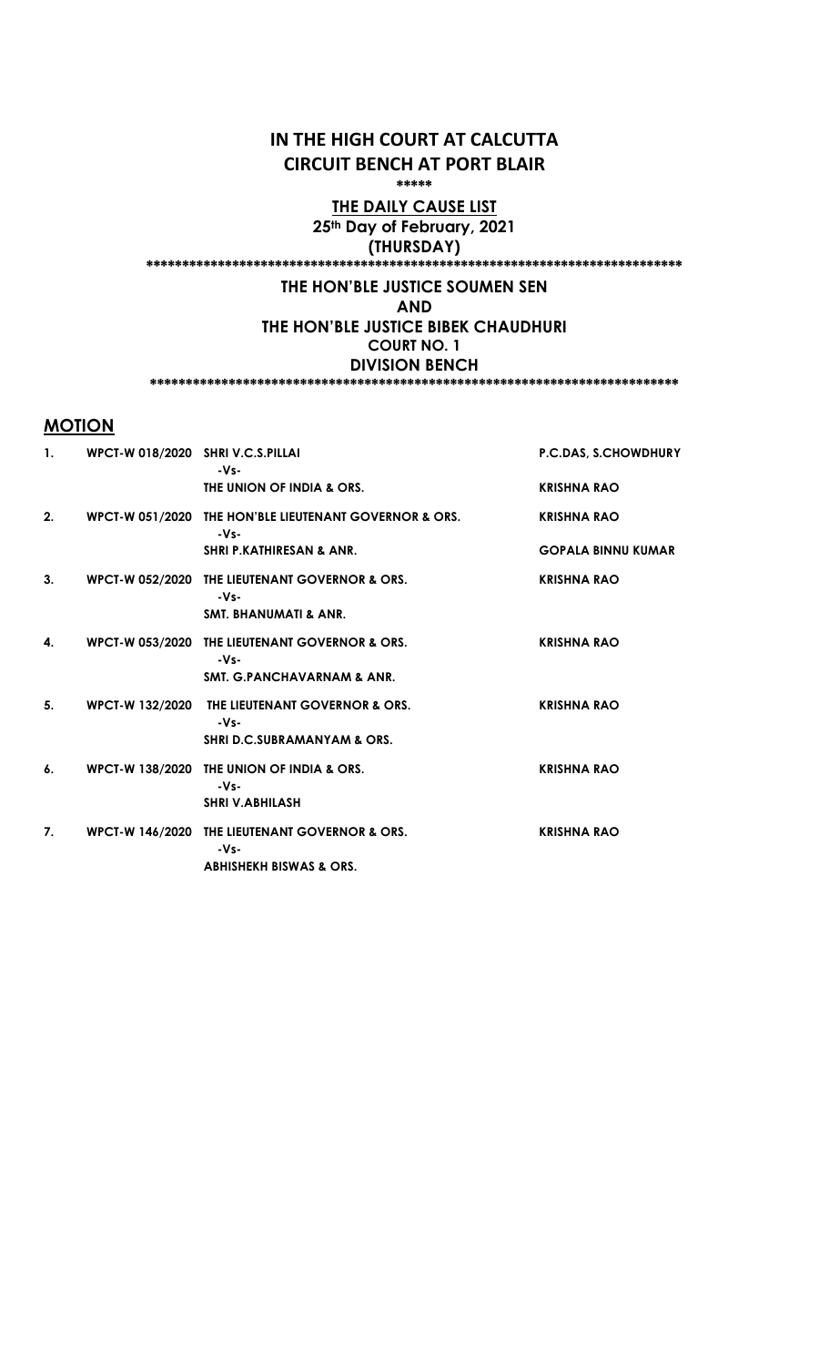# IN THE HIGH COURT AT CALCUTTA
# CIRCUIT BENCH AT PORT BLAIR

\*\*\*\*\*

**THE DAILY CAUSE LIST**

**25th Day of February, 2021**

**(THURSDAY)**

\*\*\*\*\*\*\*\*\*\*\*\*\*\*\*\*\*\*\*\*\*\*\*\*\*\*\*\*\*\*\*\*\*\*\*\*\*\*\*\*\*\*\*\*\*\*\*\*\*\*\*\*\*\*\*\*\*\*\*\*\*\*\*\*\*\*\*\*\*\*\*\*\*\*\*\*

**THE HON'BLE JUSTICE SOUMEN SEN**

**AND**

**THE HON'BLE JUSTICE BIBEK CHAUDHURI**

**COURT NO. 1**

**DIVISION BENCH**

\*\*\*\*\*\*\*\*\*\*\*\*\*\*\*\*\*\*\*\*\*\*\*\*\*\*\*\*\*\*\*\*\*\*\*\*\*\*\*\*\*\*\*\*\*\*\*\*\*\*\*\*\*\*\*\*\*\*\*\*\*\*\*\*\*\*\*\*\*\*\*\*\*\*\*\*

## MOTION

| No. | Case No. | Parties | Advocate |
|---|---|---|---|
| 1. | WPCT-W 018/2020 | SHRI V.C.S.PILLAI | P.C.DAS, S.CHOWDHURY |
| | | -Vs- | |
| | | THE UNION OF INDIA & ORS. | KRISHNA RAO |
| 2. | WPCT-W 051/2020 | THE HON'BLE LIEUTENANT GOVERNOR & ORS. | KRISHNA RAO |
| | | -Vs- | |
| | | SHRI P.KATHIRESAN & ANR. | GOPALA BINNU KUMAR |
| 3. | WPCT-W 052/2020 | THE LIEUTENANT GOVERNOR & ORS. | KRISHNA RAO |
| | | -Vs- | |
| | | SMT. BHANUMATI & ANR. | |
| 4. | WPCT-W 053/2020 | THE LIEUTENANT GOVERNOR & ORS. | KRISHNA RAO |
| | | -Vs- | |
| | | SMT. G.PANCHAVARNAM & ANR. | |
| 5. | WPCT-W 132/2020 | THE LIEUTENANT GOVERNOR & ORS. | KRISHNA RAO |
| | | -Vs- | |
| | | SHRI D.C.SUBRAMANYAM & ORS. | |
| 6. | WPCT-W 138/2020 | THE UNION OF INDIA & ORS. | KRISHNA RAO |
| | | -Vs- | |
| | | SHRI V.ABHILASH | |
| 7. | WPCT-W 146/2020 | THE LIEUTENANT GOVERNOR & ORS. | KRISHNA RAO |
| | | -Vs- | |
| | | ABHISHEKH BISWAS & ORS. | |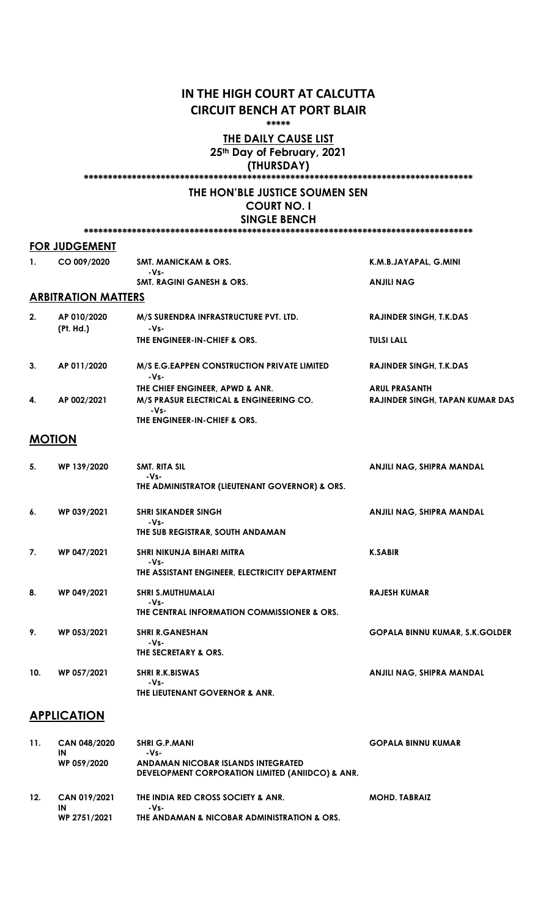# IN THE HIGH COURT AT CALCUTTA
# CIRCUIT BENCH AT PORT BLAIR

\*\*\*\*\*

## THE DAILY CAUSE LIST

**25th Day of February, 2021**

**(THURSDAY)**

\*\*\*\*\*\*\*\*\*\*\*\*\*\*\*\*\*\*\*\*\*\*\*\*\*\*\*\*\*\*\*\*\*\*\*\*\*\*\*\*\*\*\*\*\*\*\*\*\*\*\*\*\*\*\*\*\*\*\*\*\*\*\*\*\*\*\*\*\*\*\*\*\*\*\*\*\*\*\*\*\*\*\*\*

## THE HON'BLE JUSTICE SOUMEN SEN

**COURT NO. I**

**SINGLE BENCH**

\*\*\*\*\*\*\*\*\*\*\*\*\*\*\*\*\*\*\*\*\*\*\*\*\*\*\*\*\*\*\*\*\*\*\*\*\*\*\*\*\*\*\*\*\*\*\*\*\*\*\*\*\*\*\*\*\*\*\*\*\*\*\*\*\*\*\*\*\*\*\*\*\*\*\*\*\*\*\*\*\*\*\*\*

### FOR JUDGEMENT

| | | | |
|---|---|---|---|
| 1. | CO 009/2020 | SMT. MANICKAM & ORS.<br>-Vs-<br>SMT. RAGINI GANESH & ORS. | K.M.B.JAYAPAL, G.MINI<br><br>ANJILI NAG |

### ARBITRATION MATTERS

| | | | |
|---|---|---|---|
| 2. | AP 010/2020 (Pt. Hd.) | M/S SURENDRA INFRASTRUCTURE PVT. LTD.<br>-Vs-<br>THE ENGINEER-IN-CHIEF & ORS. | RAJINDER SINGH, T.K.DAS<br><br>TULSI LALL |
| 3. | AP 011/2020 | M/S E.G.EAPPEN CONSTRUCTION PRIVATE LIMITED<br>-Vs-<br>THE CHIEF ENGINEER, APWD & ANR. | RAJINDER SINGH, T.K.DAS<br><br>ARUL PRASANTH |
| 4. | AP 002/2021 | M/S PRASUR ELECTRICAL & ENGINEERING CO.<br>-Vs-<br>THE ENGINEER-IN-CHIEF & ORS. | RAJINDER SINGH, TAPAN KUMAR DAS |

### MOTION

| | | | |
|---|---|---|---|
| 5. | WP 139/2020 | SMT. RITA SIL<br>-Vs-<br>THE ADMINISTRATOR (LIEUTENANT GOVERNOR) & ORS. | ANJILI NAG, SHIPRA MANDAL |
| 6. | WP 039/2021 | SHRI SIKANDER SINGH<br>-Vs-<br>THE SUB REGISTRAR, SOUTH ANDAMAN | ANJILI NAG, SHIPRA MANDAL |
| 7. | WP 047/2021 | SHRI NIKUNJA BIHARI MITRA<br>-Vs-<br>THE ASSISTANT ENGINEER, ELECTRICITY DEPARTMENT | K.SABIR |
| 8. | WP 049/2021 | SHRI S.MUTHUMALAI<br>-Vs-<br>THE CENTRAL INFORMATION COMMISSIONER & ORS. | RAJESH KUMAR |
| 9. | WP 053/2021 | SHRI R.GANESHAN<br>-Vs-<br>THE SECRETARY & ORS. | GOPALA BINNU KUMAR, S.K.GOLDER |
| 10. | WP 057/2021 | SHRI R.K.BISWAS<br>-Vs-<br>THE LIEUTENANT GOVERNOR & ANR. | ANJILI NAG, SHIPRA MANDAL |

### APPLICATION

| | | | |
|---|---|---|---|
| 11. | CAN 048/2020<br>IN<br>WP 059/2020 | SHRI G.P.MANI<br>-Vs-<br>ANDAMAN NICOBAR ISLANDS INTEGRATED DEVELOPMENT CORPORATION LIMITED (ANIIDCO) & ANR. | GOPALA BINNU KUMAR |
| 12. | CAN 019/2021<br>IN<br>WP 2751/2021 | THE INDIA RED CROSS SOCIETY & ANR.<br>-Vs-<br>THE ANDAMAN & NICOBAR ADMINISTRATION & ORS. | MOHD. TABRAIZ |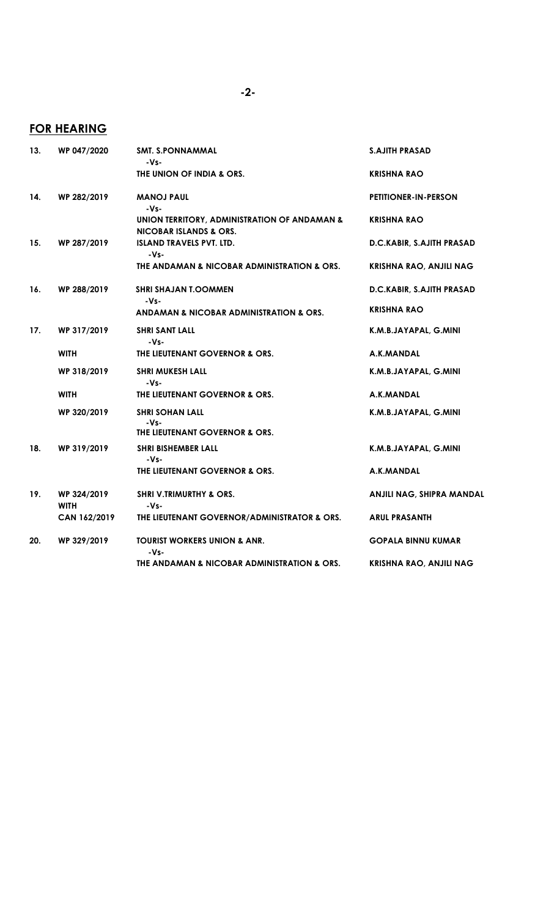## FOR HEARING

| | | | |
|---|---|---|---|
| 13. | WP 047/2020 | SMT. S.PONNAMMAL -Vs- THE UNION OF INDIA & ORS. | S.AJITH PRASAD<br>KRISHNA RAO |
| 14. | WP 282/2019 | MANOJ PAUL -Vs- UNION TERRITORY, ADMINISTRATION OF ANDAMAN & NICOBAR ISLANDS & ORS. | PETITIONER-IN-PERSON<br>KRISHNA RAO |
| 15. | WP 287/2019 | ISLAND TRAVELS PVT. LTD. -Vs- THE ANDAMAN & NICOBAR ADMINISTRATION & ORS. | D.C.KABIR, S.AJITH PRASAD<br>KRISHNA RAO, ANJILI NAG |
| 16. | WP 288/2019 | SHRI SHAJAN T.OOMMEN -Vs- ANDAMAN & NICOBAR ADMINISTRATION & ORS. | D.C.KABIR, S.AJITH PRASAD<br>KRISHNA RAO |
| 17. | WP 317/2019 | SHRI SANT LALL -Vs- THE LIEUTENANT GOVERNOR & ORS. | K.M.B.JAYAPAL, G.MINI<br>A.K.MANDAL |
| | WITH | | |
| | WP 318/2019 | SHRI MUKESH LALL -Vs- THE LIEUTENANT GOVERNOR & ORS. | K.M.B.JAYAPAL, G.MINI<br>A.K.MANDAL |
| | WITH | | |
| | WP 320/2019 | SHRI SOHAN LALL -Vs- THE LIEUTENANT GOVERNOR & ORS. | K.M.B.JAYAPAL, G.MINI |
| 18. | WP 319/2019 | SHRI BISHEMBER LALL -Vs- THE LIEUTENANT GOVERNOR & ORS. | K.M.B.JAYAPAL, G.MINI<br>A.K.MANDAL |
| 19. | WP 324/2019 WITH CAN 162/2019 | SHRI V.TRIMURTHY & ORS. -Vs- THE LIEUTENANT GOVERNOR/ADMINISTRATOR & ORS. | ANJILI NAG, SHIPRA MANDAL<br>ARUL PRASANTH |
| 20. | WP 329/2019 | TOURIST WORKERS UNION & ANR. -Vs- THE ANDAMAN & NICOBAR ADMINISTRATION & ORS. | GOPALA BINNU KUMAR<br>KRISHNA RAO, ANJILI NAG |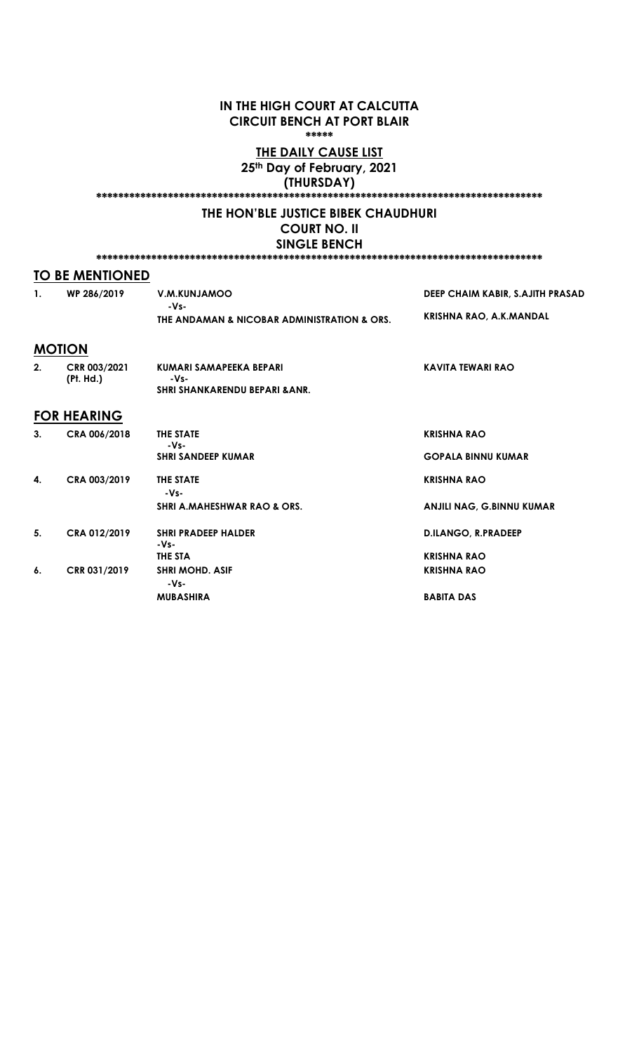# IN THE HIGH COURT AT CALCUTTA
## CIRCUIT BENCH AT PORT BLAIR

\*\*\*\*\*

**THE DAILY CAUSE LIST**

**25th Day of February, 2021**

**(THURSDAY)**

\*\*\*\*\*\*\*\*\*\*\*\*\*\*\*\*\*\*\*\*\*\*\*\*\*\*\*\*\*\*\*\*\*\*\*\*\*\*\*\*\*\*\*\*\*\*\*\*\*\*\*\*\*\*\*\*\*\*\*\*\*\*\*\*\*\*\*\*\*\*\*\*\*\*\*\*\*\*\*\*\*\*\*

## THE HON'BLE JUSTICE BIBEK CHAUDHURI
## COURT NO. II
## SINGLE BENCH

\*\*\*\*\*\*\*\*\*\*\*\*\*\*\*\*\*\*\*\*\*\*\*\*\*\*\*\*\*\*\*\*\*\*\*\*\*\*\*\*\*\*\*\*\*\*\*\*\*\*\*\*\*\*\*\*\*\*\*\*\*\*\*\*\*\*\*\*\*\*\*\*\*\*\*\*\*\*\*\*\*\*\*

### TO BE MENTIONED

| | | | |
|---|---|---|---|
| 1. | WP 286/2019 | V.M.KUNJAMOO<br>-Vs-<br>THE ANDAMAN & NICOBAR ADMINISTRATION & ORS. | DEEP CHAIM KABIR, S.AJITH PRASAD<br>KRISHNA RAO, A.K.MANDAL |

### MOTION

| | | | |
|---|---|---|---|
| 2. | CRR 003/2021 (Pt. Hd.) | KUMARI SAMAPEEKA BEPARI<br>-Vs-<br>SHRI SHANKARENDU BEPARI &ANR. | KAVITA TEWARI RAO |

### FOR HEARING

| | | | |
|---|---|---|---|
| 3. | CRA 006/2018 | THE STATE<br>-Vs-<br>SHRI SANDEEP KUMAR | KRISHNA RAO<br>GOPALA BINNU KUMAR |
| 4. | CRA 003/2019 | THE STATE<br>-Vs-<br>SHRI A.MAHESHWAR RAO & ORS. | KRISHNA RAO<br>ANJILI NAG, G.BINNU KUMAR |
| 5. | CRA 012/2019 | SHRI PRADEEP HALDER<br>-Vs-<br>THE STA | D.ILANGO, R.PRADEEP<br>KRISHNA RAO |
| 6. | CRR 031/2019 | SHRI MOHD. ASIF<br>-Vs-<br>MUBASHIRA | KRISHNA RAO<br>BABITA DAS |